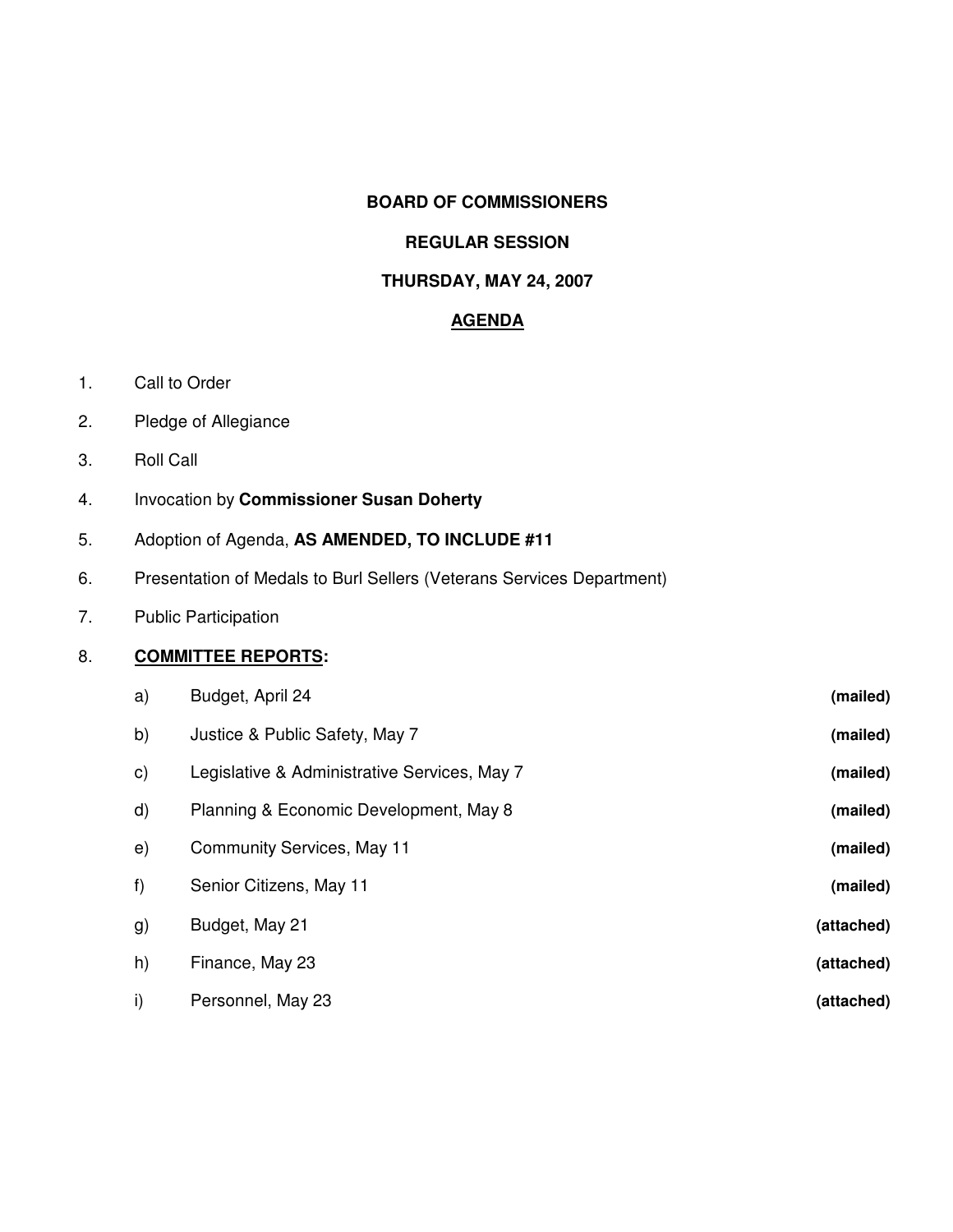**BOARD OF COMMISSIONERS**

**REGULAR SESSION**

**THURSDAY, MAY 24, 2007**

**AGENDA**

1. Call to Order
2. Pledge of Allegiance
3. Roll Call
4. Invocation by **Commissioner Susan Doherty**
5. Adoption of Agenda, **AS AMENDED, TO INCLUDE #11**
6. Presentation of Medals to Burl Sellers (Veterans Services Department)
7. Public Participation
8. **COMMITTEE REPORTS:**

| | | |
|---|---|---|
| a) | Budget, April 24 | **(mailed)** |
| b) | Justice & Public Safety, May 7 | **(mailed)** |
| c) | Legislative & Administrative Services, May 7 | **(mailed)** |
| d) | Planning & Economic Development, May 8 | **(mailed)** |
| e) | Community Services, May 11 | **(mailed)** |
| f) | Senior Citizens, May 11 | **(mailed)** |
| g) | Budget, May 21 | **(attached)** |
| h) | Finance, May 23 | **(attached)** |
| i) | Personnel, May 23 | **(attached)** |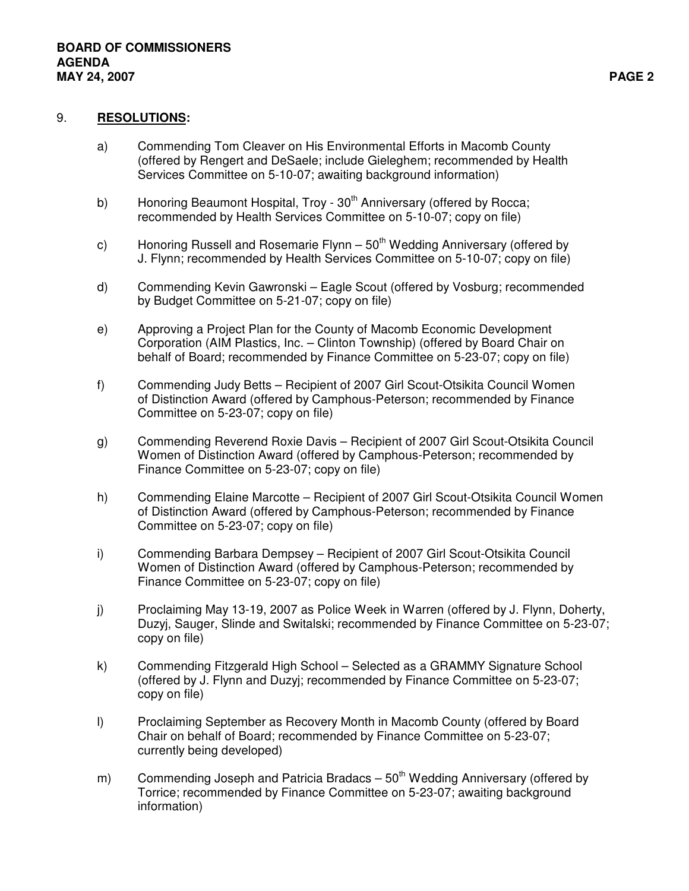## 9. **RESOLUTIONS:**

a) Commending Tom Cleaver on His Environmental Efforts in Macomb County (offered by Rengert and DeSaele; include Gieleghem; recommended by Health Services Committee on 5-10-07; awaiting background information)

b) Honoring Beaumont Hospital, Troy - 30th Anniversary (offered by Rocca; recommended by Health Services Committee on 5-10-07; copy on file)

c) Honoring Russell and Rosemarie Flynn – 50th Wedding Anniversary (offered by J. Flynn; recommended by Health Services Committee on 5-10-07; copy on file)

d) Commending Kevin Gawronski – Eagle Scout (offered by Vosburg; recommended by Budget Committee on 5-21-07; copy on file)

e) Approving a Project Plan for the County of Macomb Economic Development Corporation (AIM Plastics, Inc. – Clinton Township) (offered by Board Chair on behalf of Board; recommended by Finance Committee on 5-23-07; copy on file)

f) Commending Judy Betts – Recipient of 2007 Girl Scout-Otsikita Council Women of Distinction Award (offered by Camphous-Peterson; recommended by Finance Committee on 5-23-07; copy on file)

g) Commending Reverend Roxie Davis – Recipient of 2007 Girl Scout-Otsikita Council Women of Distinction Award (offered by Camphous-Peterson; recommended by Finance Committee on 5-23-07; copy on file)

h) Commending Elaine Marcotte – Recipient of 2007 Girl Scout-Otsikita Council Women of Distinction Award (offered by Camphous-Peterson; recommended by Finance Committee on 5-23-07; copy on file)

i) Commending Barbara Dempsey – Recipient of 2007 Girl Scout-Otsikita Council Women of Distinction Award (offered by Camphous-Peterson; recommended by Finance Committee on 5-23-07; copy on file)

j) Proclaiming May 13-19, 2007 as Police Week in Warren (offered by J. Flynn, Doherty, Duzyj, Sauger, Slinde and Switalski; recommended by Finance Committee on 5-23-07; copy on file)

k) Commending Fitzgerald High School – Selected as a GRAMMY Signature School (offered by J. Flynn and Duzyj; recommended by Finance Committee on 5-23-07; copy on file)

l) Proclaiming September as Recovery Month in Macomb County (offered by Board Chair on behalf of Board; recommended by Finance Committee on 5-23-07; currently being developed)

m) Commending Joseph and Patricia Bradacs – 50th Wedding Anniversary (offered by Torrice; recommended by Finance Committee on 5-23-07; awaiting background information)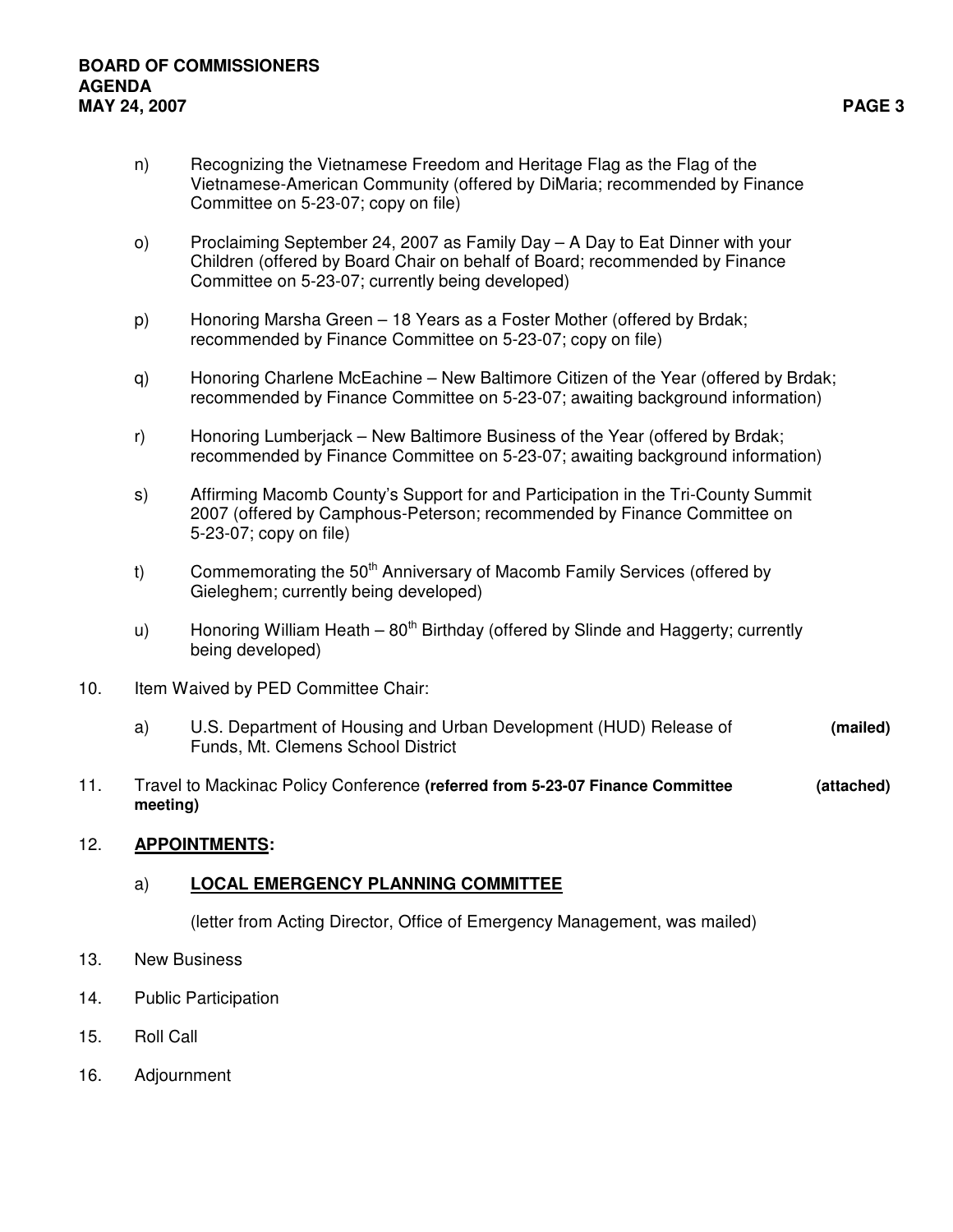n) Recognizing the Vietnamese Freedom and Heritage Flag as the Flag of the Vietnamese-American Community (offered by DiMaria; recommended by Finance Committee on 5-23-07; copy on file)

o) Proclaiming September 24, 2007 as Family Day – A Day to Eat Dinner with your Children (offered by Board Chair on behalf of Board; recommended by Finance Committee on 5-23-07; currently being developed)

p) Honoring Marsha Green – 18 Years as a Foster Mother (offered by Brdak; recommended by Finance Committee on 5-23-07; copy on file)

q) Honoring Charlene McEachine – New Baltimore Citizen of the Year (offered by Brdak; recommended by Finance Committee on 5-23-07; awaiting background information)

r) Honoring Lumberjack – New Baltimore Business of the Year (offered by Brdak; recommended by Finance Committee on 5-23-07; awaiting background information)

s) Affirming Macomb County's Support for and Participation in the Tri-County Summit 2007 (offered by Camphous-Peterson; recommended by Finance Committee on 5-23-07; copy on file)

t) Commemorating the 50th Anniversary of Macomb Family Services (offered by Gieleghem; currently being developed)

u) Honoring William Heath – 80th Birthday (offered by Slinde and Haggerty; currently being developed)

10. Item Waived by PED Committee Chair:

    a) U.S. Department of Housing and Urban Development (HUD) Release of Funds, Mt. Clemens School District **(mailed)**

11. Travel to Mackinac Policy Conference **(referred from 5-23-07 Finance Committee meeting)** **(attached)**

12. **APPOINTMENTS:**

    a) **LOCAL EMERGENCY PLANNING COMMITTEE**

    (letter from Acting Director, Office of Emergency Management, was mailed)

13. New Business

14. Public Participation

15. Roll Call

16. Adjournment